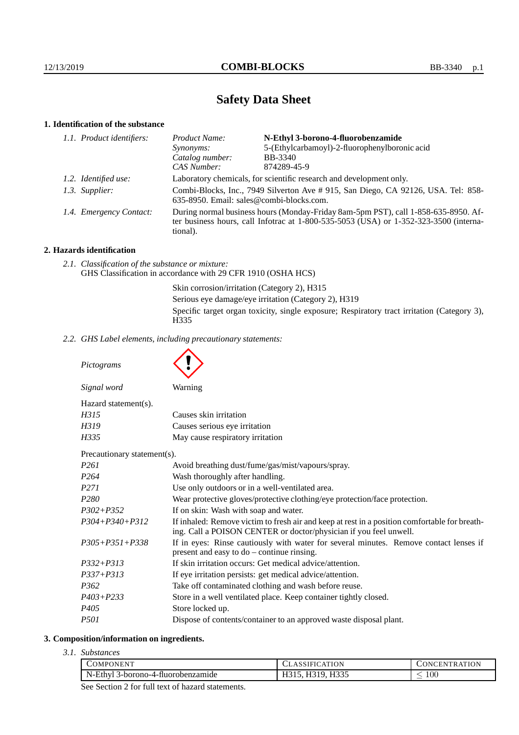# Safety Data Sheet

## 1. Identification of the substance

*1.1. Product identifiers:*

| | |
|---|---|
| *Product Name:* | **N-Ethyl 3-borono-4-fluorobenzamide** |
| *Synonyms:* | 5-(Ethylcarbamoyl)-2-fluorophenylboronic acid |
| *Catalog number:* | BB-3340 |
| *CAS Number:* | 874289-45-9 |

*1.2. Identified use:* Laboratory chemicals, for scientific research and development only.

*1.3. Supplier:* Combi-Blocks, Inc., 7949 Silverton Ave # 915, San Diego, CA 92126, USA. Tel: 858-635-8950. Email: sales@combi-blocks.com.

*1.4. Emergency Contact:* During normal business hours (Monday-Friday 8am-5pm PST), call 1-858-635-8950. After business hours, call Infotrac at 1-800-535-5053 (USA) or 1-352-323-3500 (international).

## 2. Hazards identification

*2.1. Classification of the substance or mixture:*
GHS Classification in accordance with 29 CFR 1910 (OSHA HCS)

Skin corrosion/irritation (Category 2), H315
Serious eye damage/eye irritation (Category 2), H319
Specific target organ toxicity, single exposure; Respiratory tract irritation (Category 3), H335

*2.2. GHS Label elements, including precautionary statements:*

*Pictograms*

*Signal word* Warning

Hazard statement(s).

| | |
|---|---|
| *H315* | Causes skin irritation |
| *H319* | Causes serious eye irritation |
| *H335* | May cause respiratory irritation |

Precautionary statement(s).

| | |
|---|---|
| *P261* | Avoid breathing dust/fume/gas/mist/vapours/spray. |
| *P264* | Wash thoroughly after handling. |
| *P271* | Use only outdoors or in a well-ventilated area. |
| *P280* | Wear protective gloves/protective clothing/eye protection/face protection. |
| *P302+P352* | If on skin: Wash with soap and water. |
| *P304+P340+P312* | If inhaled: Remove victim to fresh air and keep at rest in a position comfortable for breathing. Call a POISON CENTER or doctor/physician if you feel unwell. |
| *P305+P351+P338* | If in eyes: Rinse cautiously with water for several minutes. Remove contact lenses if present and easy to do – continue rinsing. |
| *P332+P313* | If skin irritation occurs: Get medical advice/attention. |
| *P337+P313* | If eye irritation persists: get medical advice/attention. |
| *P362* | Take off contaminated clothing and wash before reuse. |
| *P403+P233* | Store in a well ventilated place. Keep container tightly closed. |
| *P405* | Store locked up. |
| *P501* | Dispose of contents/container to an approved waste disposal plant. |

## 3. Composition/information on ingredients.

*3.1. Substances*

| Component | Classification | Concentration |
|---|---|---|
| N-Ethyl 3-borono-4-fluorobenzamide | H315, H319, H335 | $\leq 100$ |

See Section 2 for full text of hazard statements.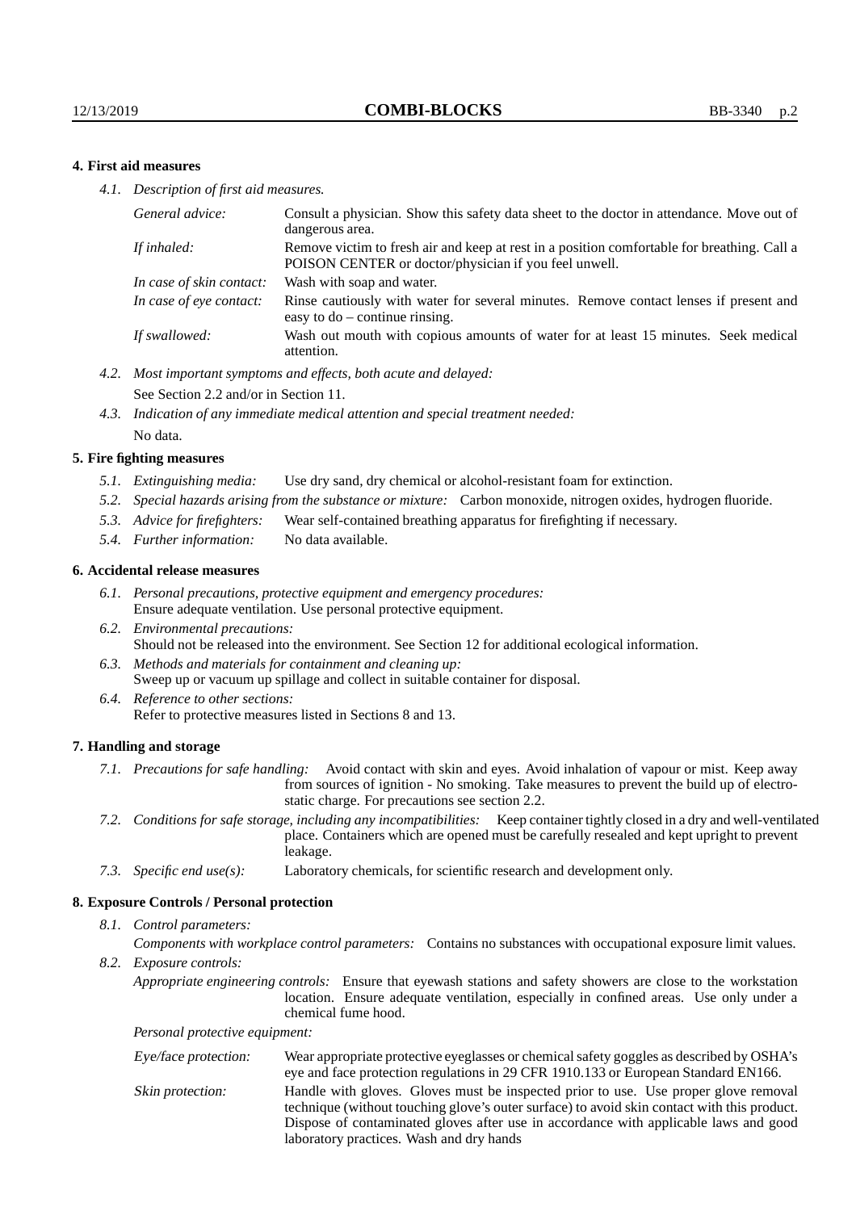## 4. First aid measures

*4.1. Description of first aid measures.*

| | |
|---|---|
| *General advice:* | Consult a physician. Show this safety data sheet to the doctor in attendance. Move out of dangerous area. |
| *If inhaled:* | Remove victim to fresh air and keep at rest in a position comfortable for breathing. Call a POISON CENTER or doctor/physician if you feel unwell. |
| *In case of skin contact:* | Wash with soap and water. |
| *In case of eye contact:* | Rinse cautiously with water for several minutes. Remove contact lenses if present and easy to do – continue rinsing. |
| *If swallowed:* | Wash out mouth with copious amounts of water for at least 15 minutes. Seek medical attention. |

*4.2. Most important symptoms and effects, both acute and delayed:*
See Section 2.2 and/or in Section 11.

*4.3. Indication of any immediate medical attention and special treatment needed:*
No data.

## 5. Fire fighting measures

*5.1. Extinguishing media:* Use dry sand, dry chemical or alcohol-resistant foam for extinction.

*5.2. Special hazards arising from the substance or mixture:* Carbon monoxide, nitrogen oxides, hydrogen fluoride.

*5.3. Advice for firefighters:* Wear self-contained breathing apparatus for firefighting if necessary.

*5.4. Further information:* No data available.

## 6. Accidental release measures

*6.1. Personal precautions, protective equipment and emergency procedures:*
Ensure adequate ventilation. Use personal protective equipment.

*6.2. Environmental precautions:*
Should not be released into the environment. See Section 12 for additional ecological information.

*6.3. Methods and materials for containment and cleaning up:*
Sweep up or vacuum up spillage and collect in suitable container for disposal.

*6.4. Reference to other sections:*
Refer to protective measures listed in Sections 8 and 13.

## 7. Handling and storage

*7.1. Precautions for safe handling:* Avoid contact with skin and eyes. Avoid inhalation of vapour or mist. Keep away from sources of ignition - No smoking. Take measures to prevent the build up of electrostatic charge. For precautions see section 2.2.

*7.2. Conditions for safe storage, including any incompatibilities:* Keep container tightly closed in a dry and well-ventilated place. Containers which are opened must be carefully resealed and kept upright to prevent leakage.

*7.3. Specific end use(s):* Laboratory chemicals, for scientific research and development only.

## 8. Exposure Controls / Personal protection

*8.1. Control parameters:*

*Components with workplace control parameters:* Contains no substances with occupational exposure limit values.

*8.2. Exposure controls:*

*Appropriate engineering controls:* Ensure that eyewash stations and safety showers are close to the workstation location. Ensure adequate ventilation, especially in confined areas. Use only under a chemical fume hood.

*Personal protective equipment:*

| | |
|---|---|
| *Eye/face protection:* | Wear appropriate protective eyeglasses or chemical safety goggles as described by OSHA's eye and face protection regulations in 29 CFR 1910.133 or European Standard EN166. |
| *Skin protection:* | Handle with gloves. Gloves must be inspected prior to use. Use proper glove removal technique (without touching glove's outer surface) to avoid skin contact with this product. Dispose of contaminated gloves after use in accordance with applicable laws and good laboratory practices. Wash and dry hands |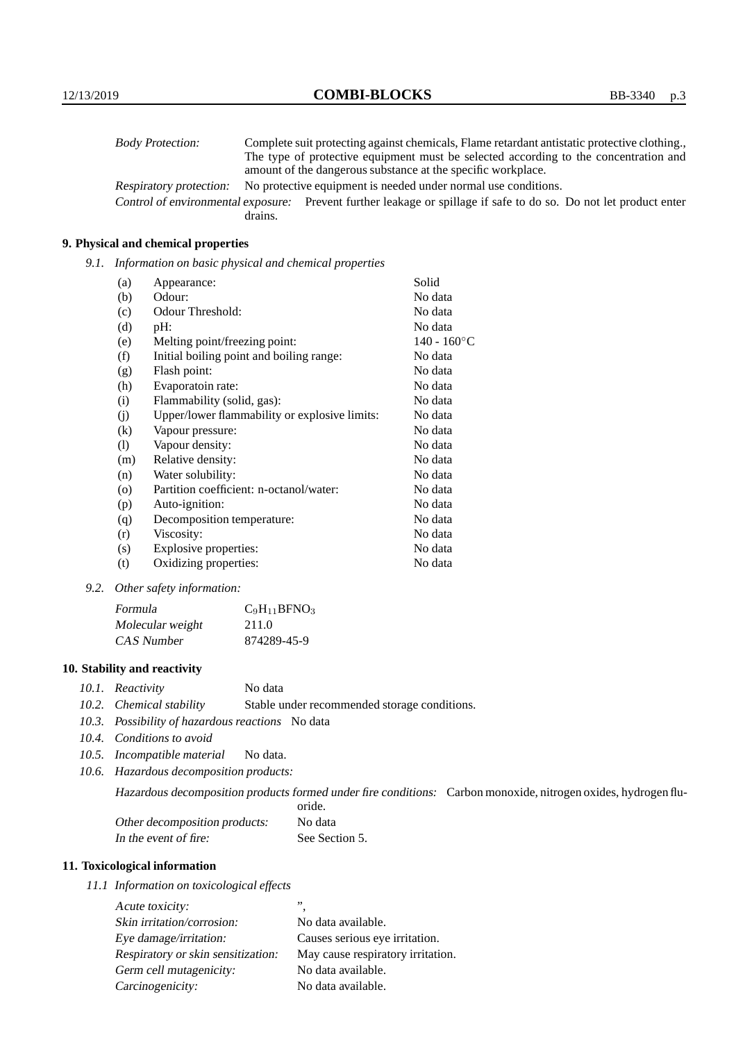*Body Protection:* Complete suit protecting against chemicals, Flame retardant antistatic protective clothing., The type of protective equipment must be selected according to the concentration and amount of the dangerous substance at the specific workplace.

*Respiratory protection:* No protective equipment is needed under normal use conditions.

*Control of environmental exposure:* Prevent further leakage or spillage if safe to do so. Do not let product enter drains.

## 9. Physical and chemical properties

*9.1. Information on basic physical and chemical properties*

| | | |
|---|---|---|
| (a) | Appearance: | Solid |
| (b) | Odour: | No data |
| (c) | Odour Threshold: | No data |
| (d) | pH: | No data |
| (e) | Melting point/freezing point: | 140 - 160°C |
| (f) | Initial boiling point and boiling range: | No data |
| (g) | Flash point: | No data |
| (h) | Evaporatoin rate: | No data |
| (i) | Flammability (solid, gas): | No data |
| (j) | Upper/lower flammability or explosive limits: | No data |
| (k) | Vapour pressure: | No data |
| (l) | Vapour density: | No data |
| (m) | Relative density: | No data |
| (n) | Water solubility: | No data |
| (o) | Partition coefficient: n-octanol/water: | No data |
| (p) | Auto-ignition: | No data |
| (q) | Decomposition temperature: | No data |
| (r) | Viscosity: | No data |
| (s) | Explosive properties: | No data |
| (t) | Oxidizing properties: | No data |

*9.2. Other safety information:*

| | |
|---|---|
| *Formula* | $C_9H_{11}BFNO_3$ |
| *Molecular weight* | 211.0 |
| *CAS Number* | 874289-45-9 |

## 10. Stability and reactivity

*10.1. Reactivity* No data

*10.2. Chemical stability* Stable under recommended storage conditions.

*10.3. Possibility of hazardous reactions* No data

*10.4. Conditions to avoid*

*10.5. Incompatible material* No data.

*10.6. Hazardous decomposition products:*

*Hazardous decomposition products formed under fire conditions:* Carbon monoxide, nitrogen oxides, hydrogen fluoride.

*Other decomposition products:* No data

*In the event of fire:* See Section 5.

## 11. Toxicological information

*11.1 Information on toxicological effects*

| | |
|---|---|
| *Acute toxicity:* | ”, |
| *Skin irritation/corrosion:* | No data available. |
| *Eye damage/irritation:* | Causes serious eye irritation. |
| *Respiratory or skin sensitization:* | May cause respiratory irritation. |
| *Germ cell mutagenicity:* | No data available. |
| *Carcinogenicity:* | No data available. |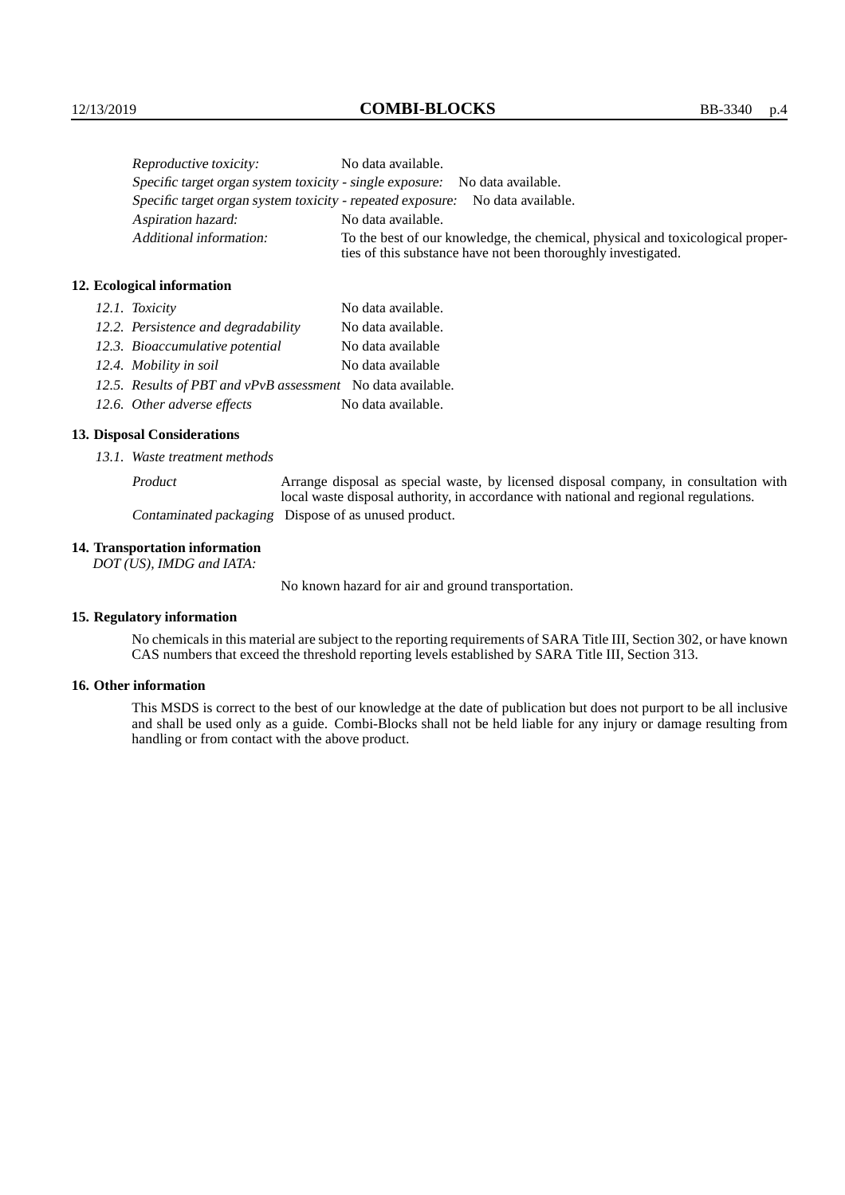| | |
|---|---|
| *Reproductive toxicity:* | No data available. |
| *Specific target organ system toxicity - single exposure:* | No data available. |
| *Specific target organ system toxicity - repeated exposure:* | No data available. |
| *Aspiration hazard:* | No data available. |
| *Additional information:* | To the best of our knowledge, the chemical, physical and toxicological properties of this substance have not been thoroughly investigated. |

## 12. Ecological information

| | |
|---|---|
| *12.1. Toxicity* | No data available. |
| *12.2. Persistence and degradability* | No data available. |
| *12.3. Bioaccumulative potential* | No data available |
| *12.4. Mobility in soil* | No data available |
| *12.5. Results of PBT and vPvB assessment* | No data available. |
| *12.6. Other adverse effects* | No data available. |

## 13. Disposal Considerations

*13.1. Waste treatment methods*

| | |
|---|---|
| *Product* | Arrange disposal as special waste, by licensed disposal company, in consultation with local waste disposal authority, in accordance with national and regional regulations. |
| *Contaminated packaging* | Dispose of as unused product. |

## 14. Transportation information

*DOT (US), IMDG and IATA:*

No known hazard for air and ground transportation.

## 15. Regulatory information

No chemicals in this material are subject to the reporting requirements of SARA Title III, Section 302, or have known CAS numbers that exceed the threshold reporting levels established by SARA Title III, Section 313.

## 16. Other information

This MSDS is correct to the best of our knowledge at the date of publication but does not purport to be all inclusive and shall be used only as a guide. Combi-Blocks shall not be held liable for any injury or damage resulting from handling or from contact with the above product.